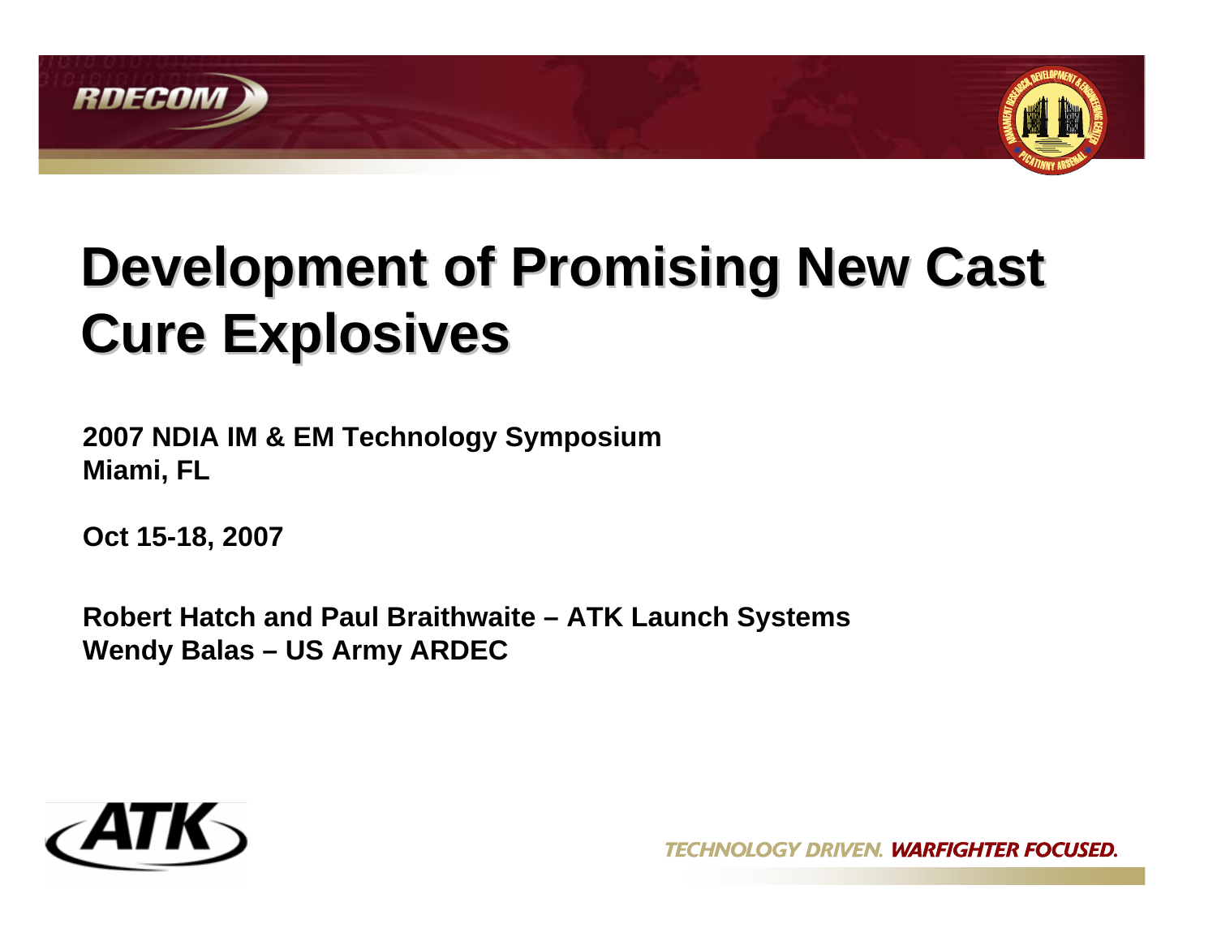# Development of Promising New Cast Cure Explosives

**2007 NDIA IM & EM Technology Symposium**
**Miami, FL**

**Oct 15-18, 2007**

**Robert Hatch and Paul Braithwaite – ATK Launch Systems**
**Wendy Balas – US Army ARDEC**

TECHNOLOGY DRIVEN. WARFIGHTER FOCUSED.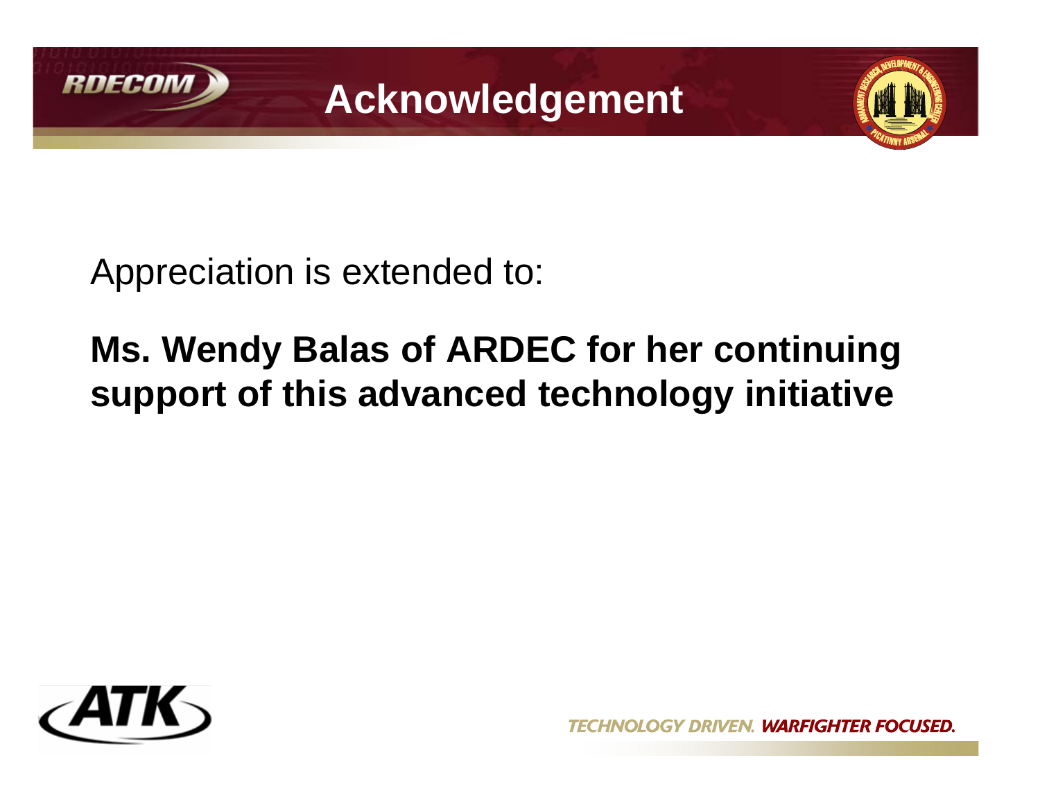# Acknowledgement

Appreciation is extended to:

**Ms. Wendy Balas of ARDEC for her continuing support of this advanced technology initiative**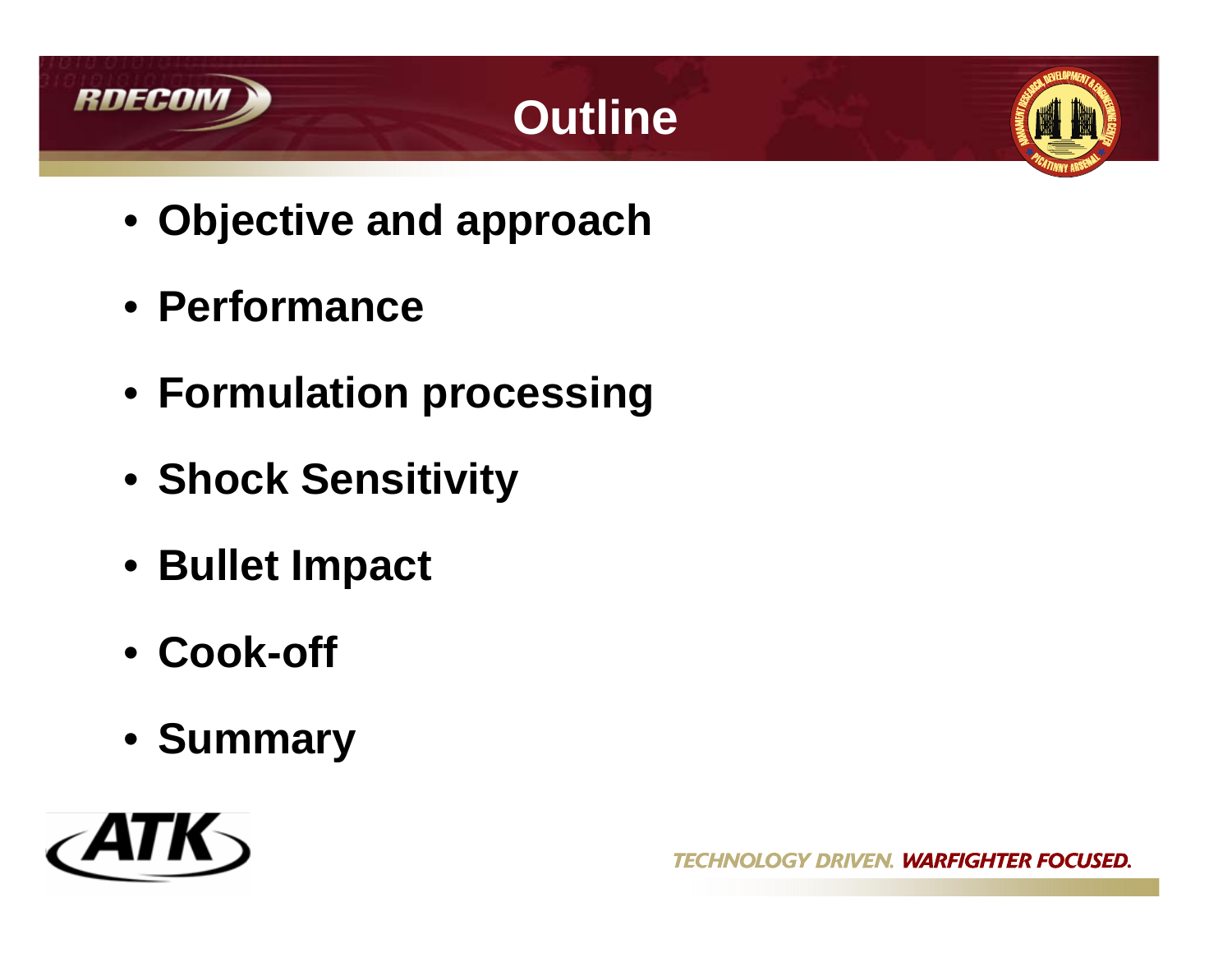# Outline

- **Objective and approach**
- **Performance**
- **Formulation processing**
- **Shock Sensitivity**
- **Bullet Impact**
- **Cook-off**
- **Summary**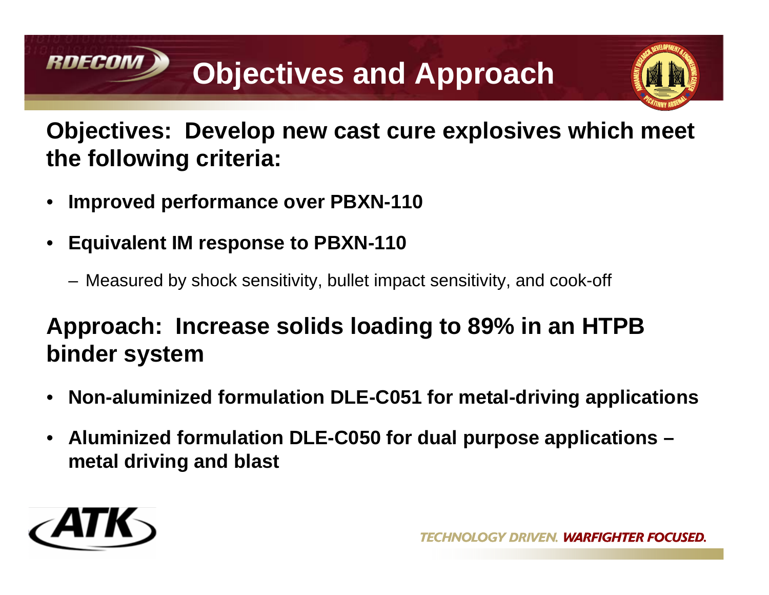# Objectives and Approach

**Objectives: Develop new cast cure explosives which meet the following criteria:**

- **Improved performance over PBXN-110**
- **Equivalent IM response to PBXN-110**
  - Measured by shock sensitivity, bullet impact sensitivity, and cook-off

**Approach: Increase solids loading to 89% in an HTPB binder system**

- **Non-aluminized formulation DLE-C051 for metal-driving applications**
- **Aluminized formulation DLE-C050 for dual purpose applications – metal driving and blast**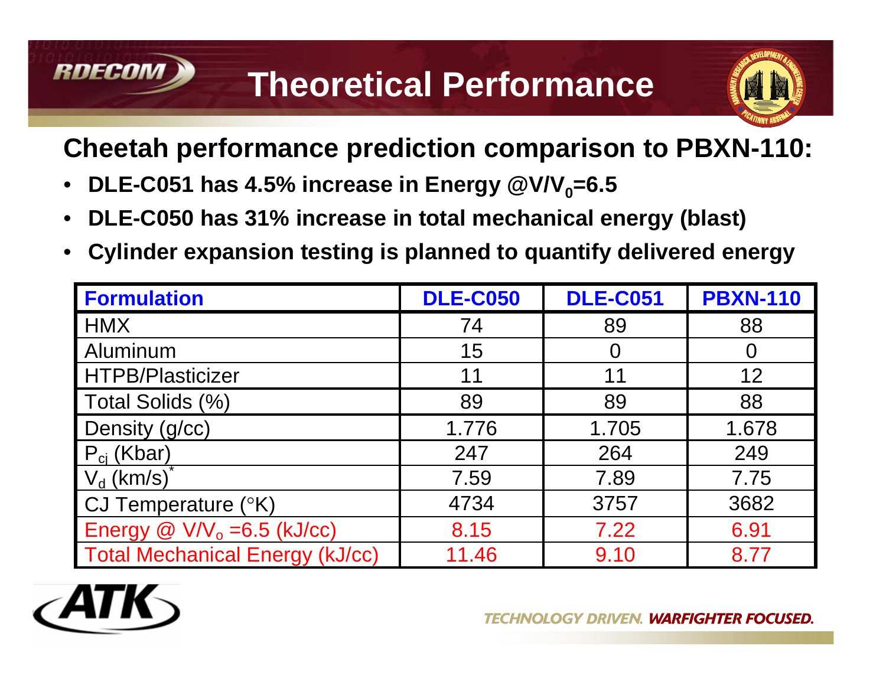# Theoretical Performance

## Cheetah performance prediction comparison to PBXN-110:

- **DLE-C051 has 4.5% increase in Energy @$V/V_0$=6.5**
- **DLE-C050 has 31% increase in total mechanical energy (blast)**
- **Cylinder expansion testing is planned to quantify delivered energy**

| Formulation | DLE-C050 | DLE-C051 | PBXN-110 |
|---|---|---|---|
| HMX | 74 | 89 | 88 |
| Aluminum | 15 | 0 | 0 |
| HTPB/Plasticizer | 11 | 11 | 12 |
| Total Solids (%) | 89 | 89 | 88 |
| Density (g/cc) | 1.776 | 1.705 | 1.678 |
| $P_{cj}$ (Kbar) | 247 | 264 | 249 |
| $V_d$ (km/s)* | 7.59 | 7.89 | 7.75 |
| CJ Temperature (°K) | 4734 | 3757 | 3682 |
| Energy @ $V/V_o$ =6.5 (kJ/cc) | 8.15 | 7.22 | 6.91 |
| Total Mechanical Energy (kJ/cc) | 11.46 | 9.10 | 8.77 |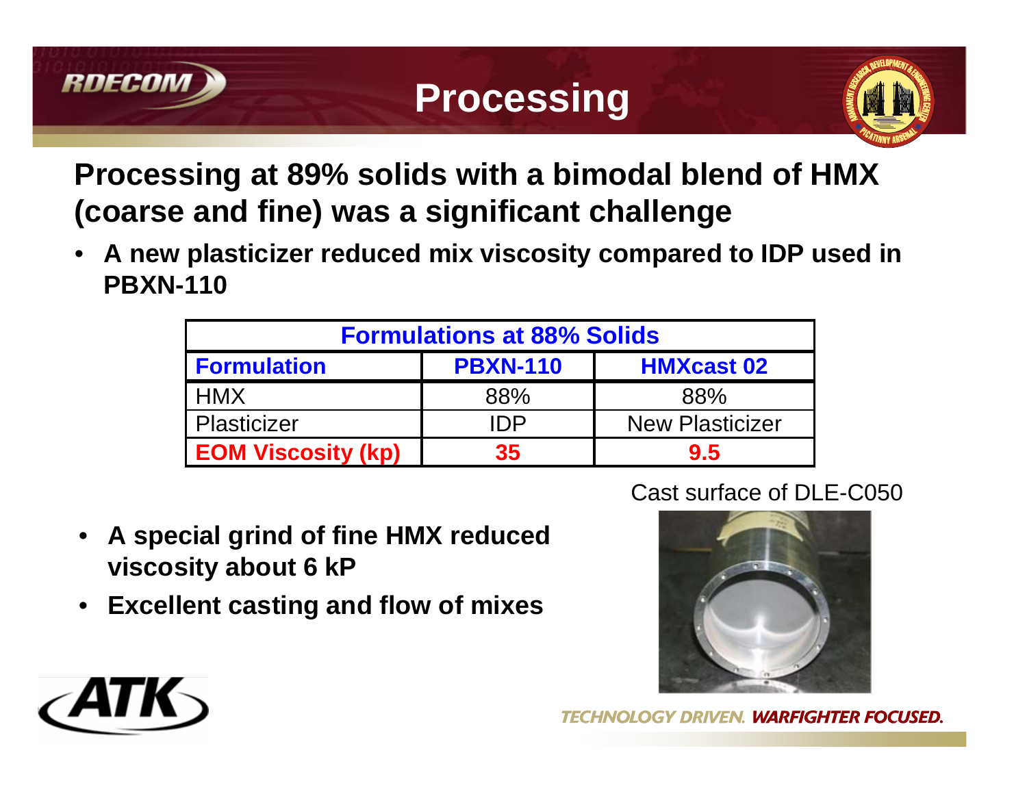# Processing

## Processing at 89% solids with a bimodal blend of HMX (coarse and fine) was a significant challenge

- **A new plasticizer reduced mix viscosity compared to IDP used in PBXN-110**

| Formulations at 88% Solids | | |
|---|---|---|
| **Formulation** | **PBXN-110** | **HMXcast 02** |
| HMX | 88% | 88% |
| Plasticizer | IDP | New Plasticizer |
| **EOM Viscosity (kp)** | **35** | **9.5** |

- **A special grind of fine HMX reduced viscosity about 6 kP**
- **Excellent casting and flow of mixes**

Cast surface of DLE-C050

TECHNOLOGY DRIVEN. WARFIGHTER FOCUSED.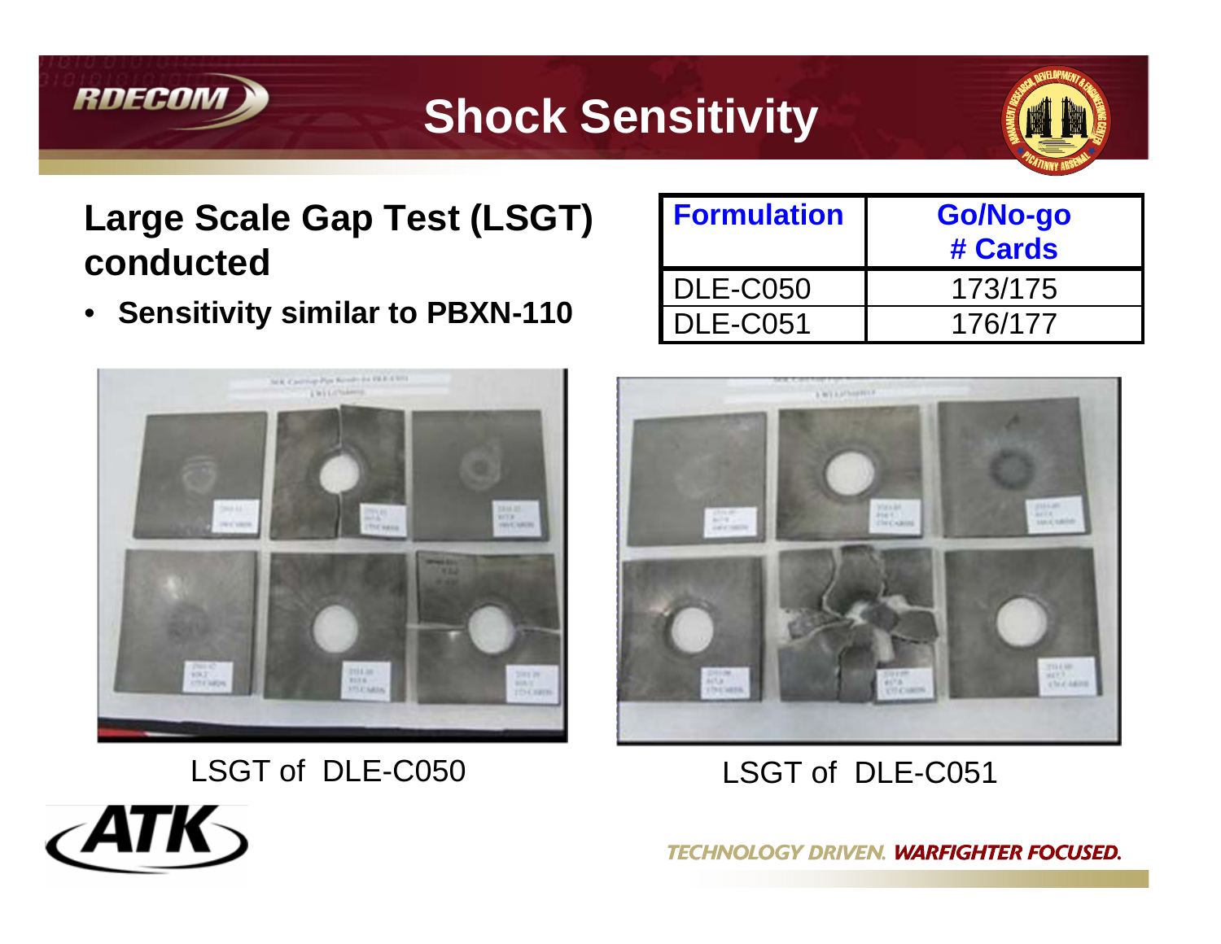# Shock Sensitivity

## Large Scale Gap Test (LSGT) conducted

- **Sensitivity similar to PBXN-110**

| Formulation | Go/No-go # Cards |
|---|---|
| DLE-C050 | 173/175 |
| DLE-C051 | 176/177 |

LSGT of DLE-C050

LSGT of DLE-C051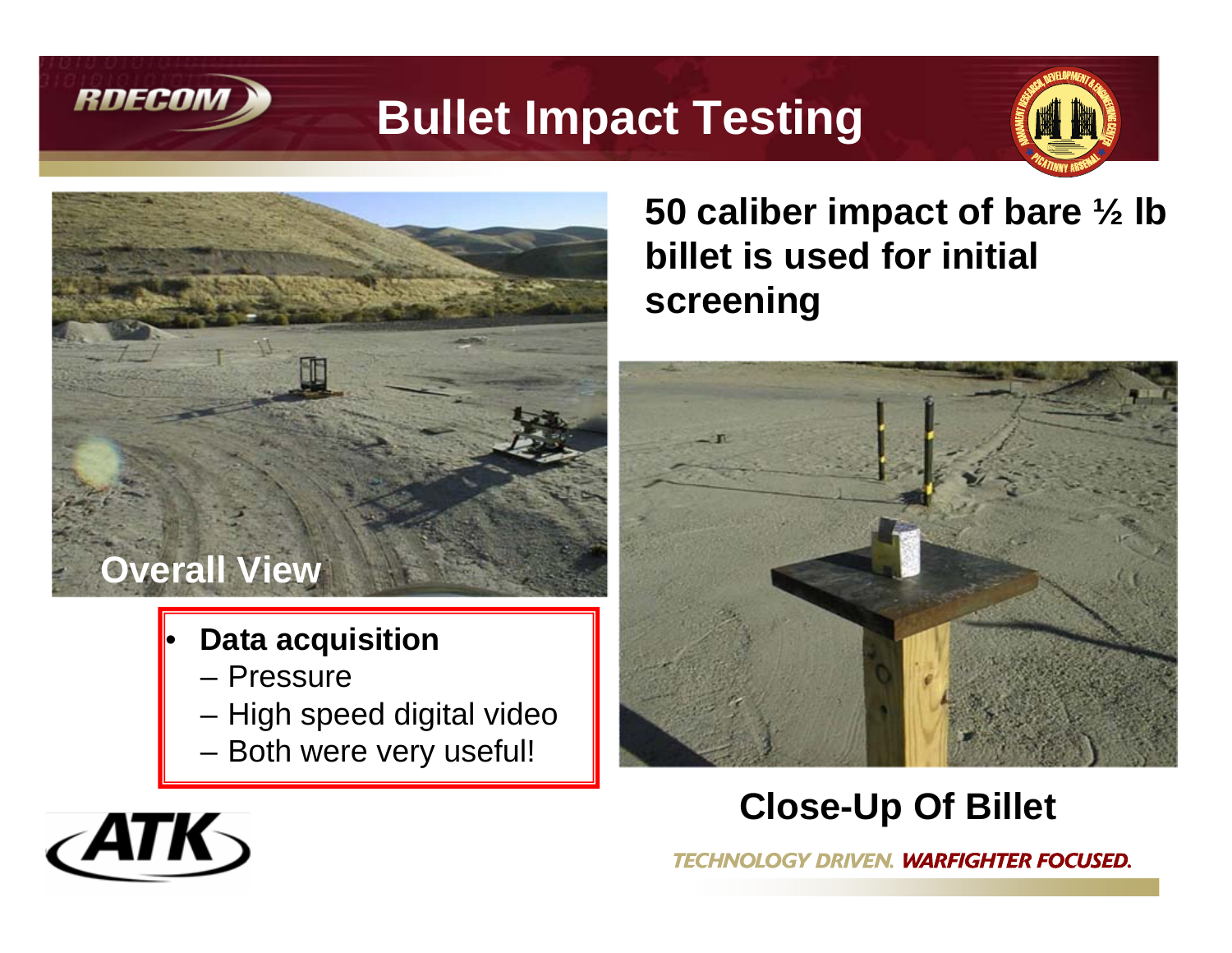# Bullet Impact Testing

**50 caliber impact of bare ½ lb billet is used for initial screening**

Overall View

- **Data acquisition**
  - Pressure
  - High speed digital video
  - Both were very useful!

**Close-Up Of Billet**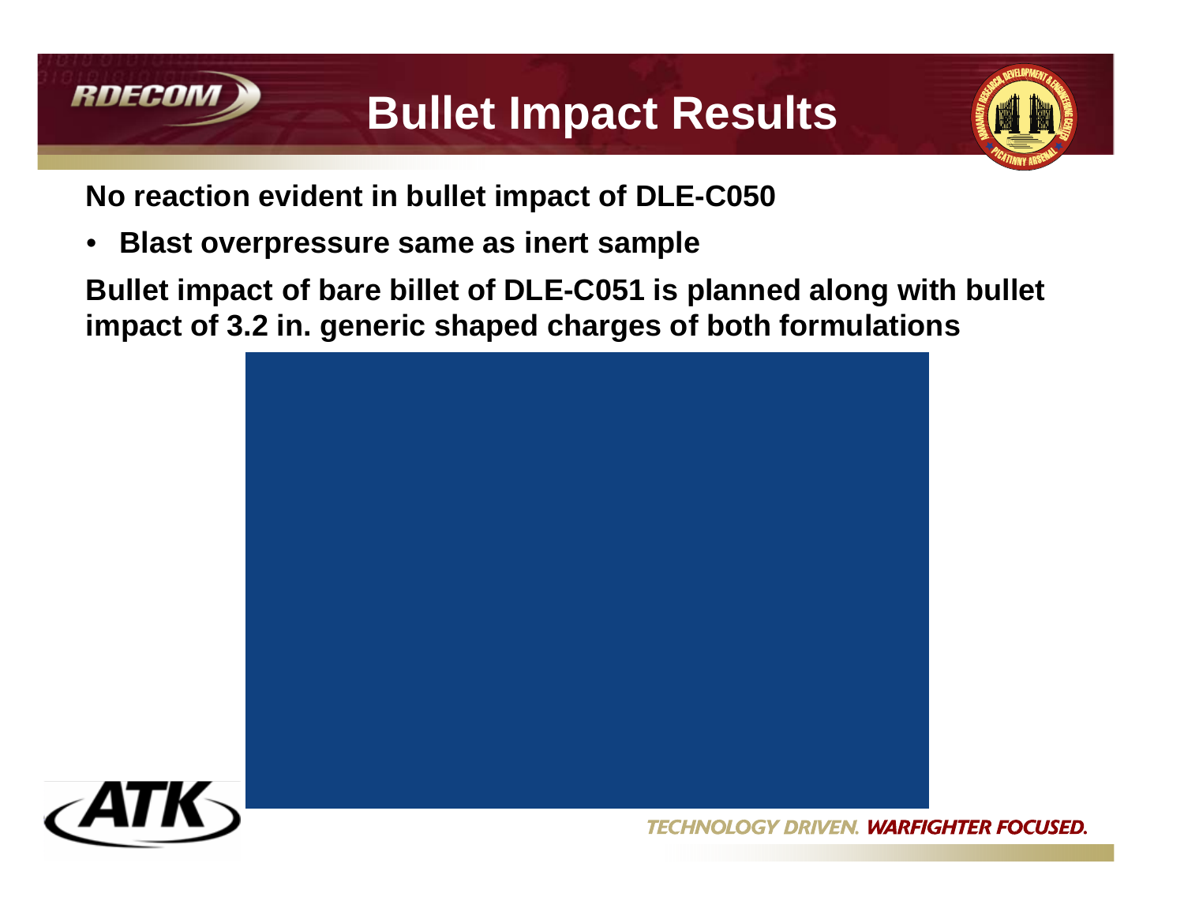# Bullet Impact Results

**No reaction evident in bullet impact of DLE-C050**

- **Blast overpressure same as inert sample**

**Bullet impact of bare billet of DLE-C051 is planned along with bullet impact of 3.2 in. generic shaped charges of both formulations**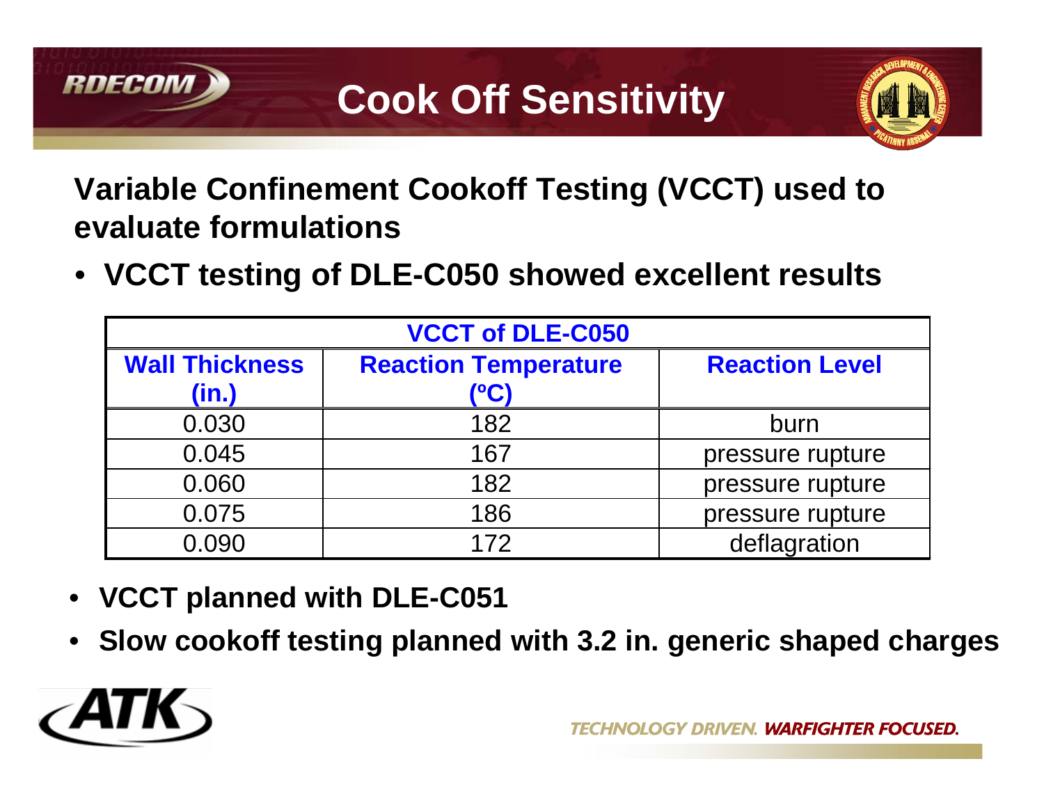# Cook Off Sensitivity

**Variable Confinement Cookoff Testing (VCCT) used to evaluate formulations**

- **VCCT testing of DLE-C050 showed excellent results**

| VCCT of DLE-C050 | | |
|---|---|---|
| **Wall Thickness (in.)** | **Reaction Temperature (ºC)** | **Reaction Level** |
| 0.030 | 182 | burn |
| 0.045 | 167 | pressure rupture |
| 0.060 | 182 | pressure rupture |
| 0.075 | 186 | pressure rupture |
| 0.090 | 172 | deflagration |

- **VCCT planned with DLE-C051**
- **Slow cookoff testing planned with 3.2 in. generic shaped charges**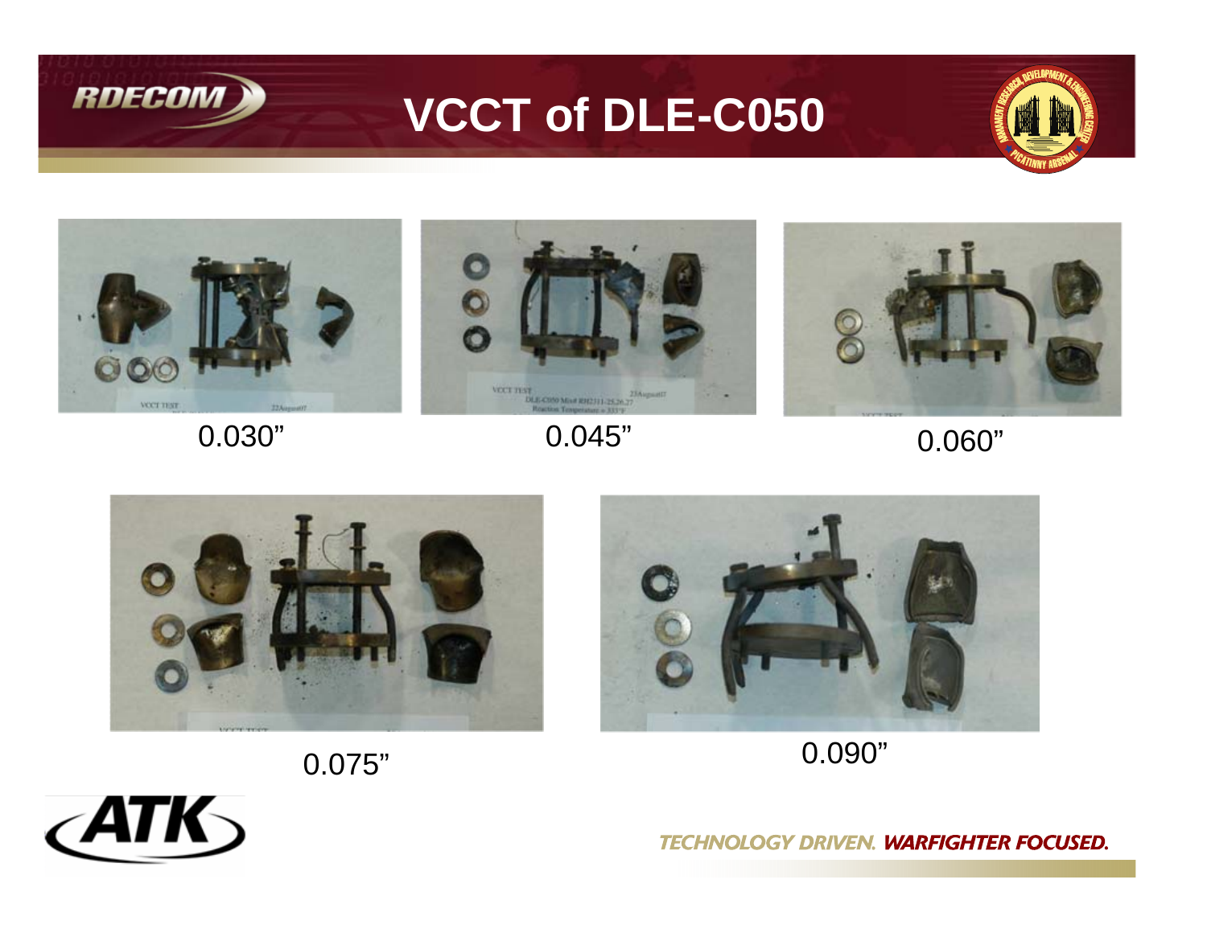# VCCT of DLE-C050

0.030”

0.045”

0.060”

0.075”

0.090”

*TECHNOLOGY DRIVEN.* ***WARFIGHTER FOCUSED.***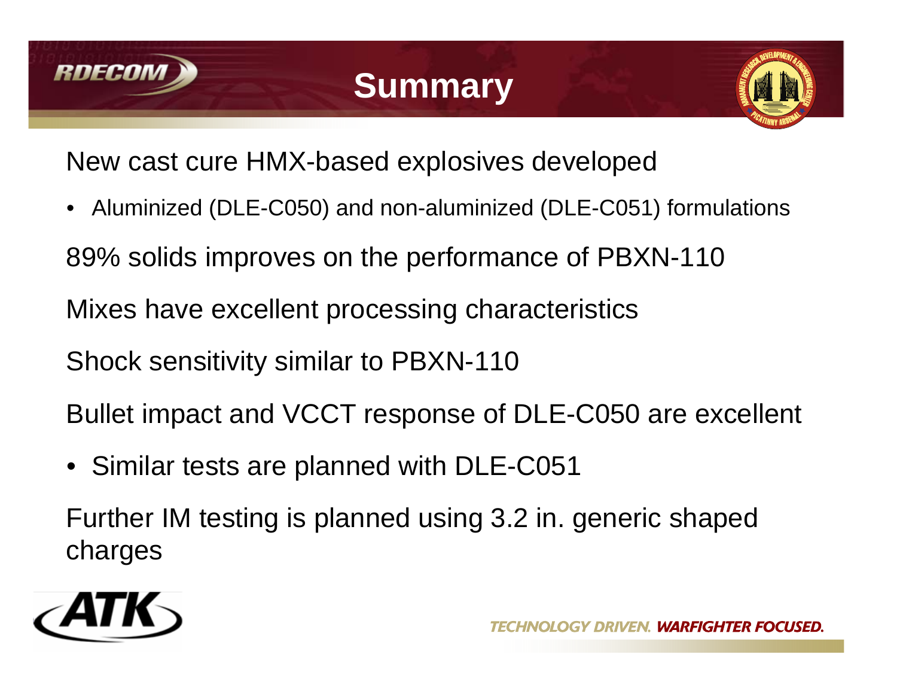# Summary

New cast cure HMX-based explosives developed

- Aluminized (DLE-C050) and non-aluminized (DLE-C051) formulations

89% solids improves on the performance of PBXN-110

Mixes have excellent processing characteristics

Shock sensitivity similar to PBXN-110

Bullet impact and VCCT response of DLE-C050 are excellent

- Similar tests are planned with DLE-C051

Further IM testing is planned using 3.2 in. generic shaped charges